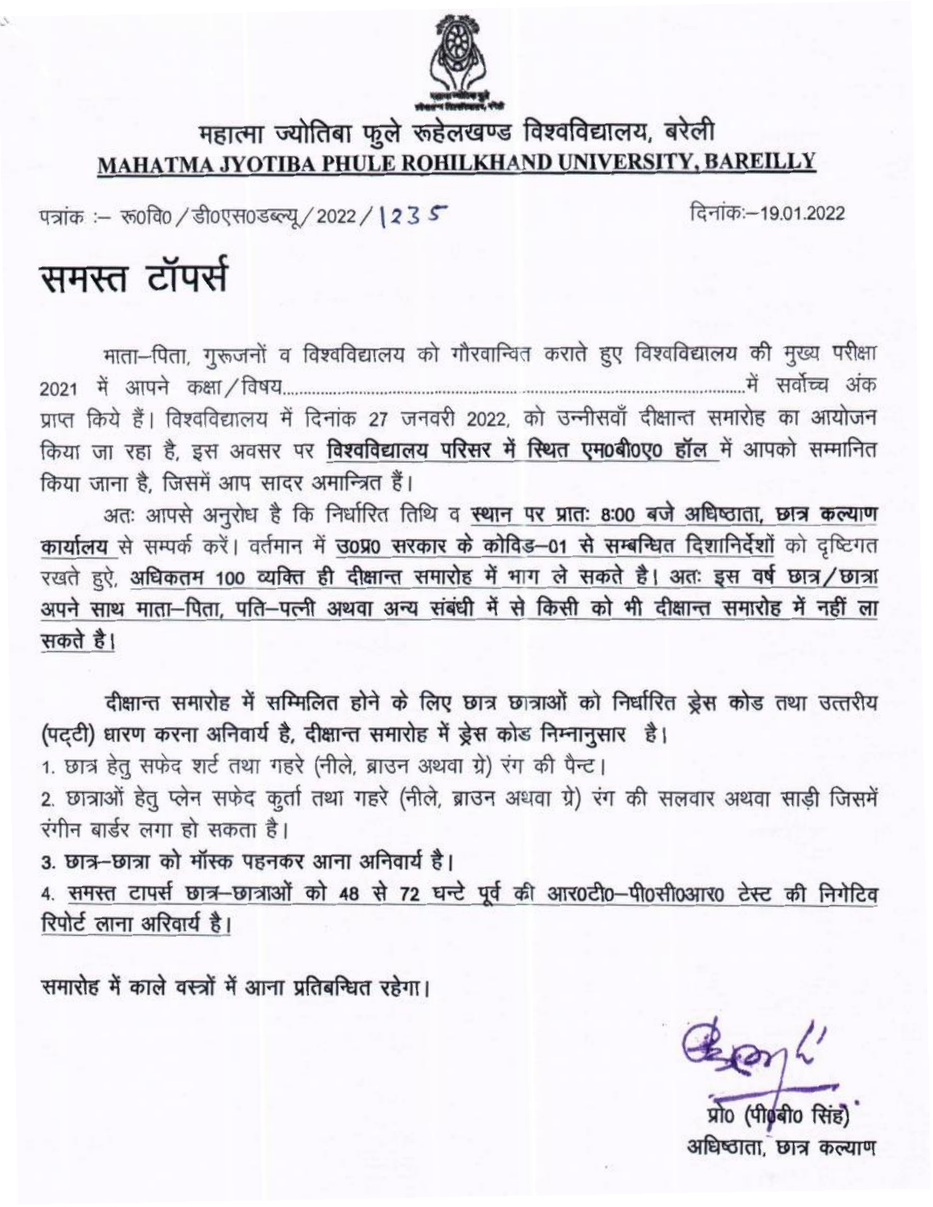# महात्मा ज्योतिबा फुले रूहेलखण्ड विश्वविद्यालय, बरेली

**MAHATMA JYOTIBA PHULE ROHILKHAND UNIVERSITY, BAREILLY**

पत्रांक :– रू0वि0 / डी0एस0डब्ल्यू / 2022 / 1235 दिनांक:–19.01.2022

## समस्त टॉपर्स

माता–पिता, गुरूजनों व विश्वविद्यालय को गौरवान्वित कराते हुए विश्वविद्यालय की मुख्य परीक्षा 2021 में आपने कक्षा / विषय.......................................................................................में सर्वोच्च अंक प्राप्त किये हैं। विश्वविद्यालय में दिनांक 27 जनवरी 2022, को उन्नीसवाँ दीक्षान्त समारोह का आयोजन किया जा रहा है, इस अवसर पर विश्वविद्यालय परिसर में स्थित एम0बी0ए0 हॉल में आपको सम्मानित किया जाना है, जिसमें आप सादर अमान्त्रित हैं।

अतः आपसे अनुरोध है कि निर्धारित तिथि व स्थान पर प्रातः 8:00 बजे अधिष्ठाता, छात्र कल्याण कार्यालय से सम्पर्क करें। वर्तमान में उ0प्र0 सरकार के कोविड–01 से सम्बन्धित दिशानिर्देशों को दृष्टिगत रखते हुए, **अधिकतम 100 व्यक्ति ही दीक्षान्त समारोह में भाग ले सकते है। अतः इस वर्ष छात्र / छात्रा अपने साथ माता–पिता, पति–पत्नी अथवा अन्य संबंधी में से किसी को भी दीक्षान्त समारोह में नहीं ला सकते है।**

**दीक्षान्त समारोह में सम्मिलित होने के लिए छात्र छात्राओं को निर्धारित ड्रेस कोड तथा उत्तरीय (पट्टी) धारण करना अनिवार्य है, दीक्षान्त समारोह में ड्रेस कोड निम्नानुसार है।**

1. छात्र हेतु सफेद शर्ट तथा गहरे (नीले, ब्राउन अथवा ग्रे) रंग की पैन्ट।
2. छात्राओं हेतु प्लेन सफेद कुर्ता तथा गहरे (नीले, ब्राउन अथवा ग्रे) रंग की सलवार अथवा साड़ी जिसमें रंगीन बार्डर लगा हो सकता है।
3. **छात्र–छात्रा को मॉस्क पहनकर आना अनिवार्य है।**
4. **समस्त टापर्स छात्र–छात्राओं को 48 से 72 घन्टे पूर्व की आर0टी0–पी0सी0आर0 टेस्ट की निगेटिव रिपोर्ट लाना अरिवार्य है।**

**समारोह में काले वस्त्रों में आना प्रतिबन्धित रहेगा।**

प्रो0 (पी0बी0 सिंह)
अधिष्ठाता, छात्र कल्याण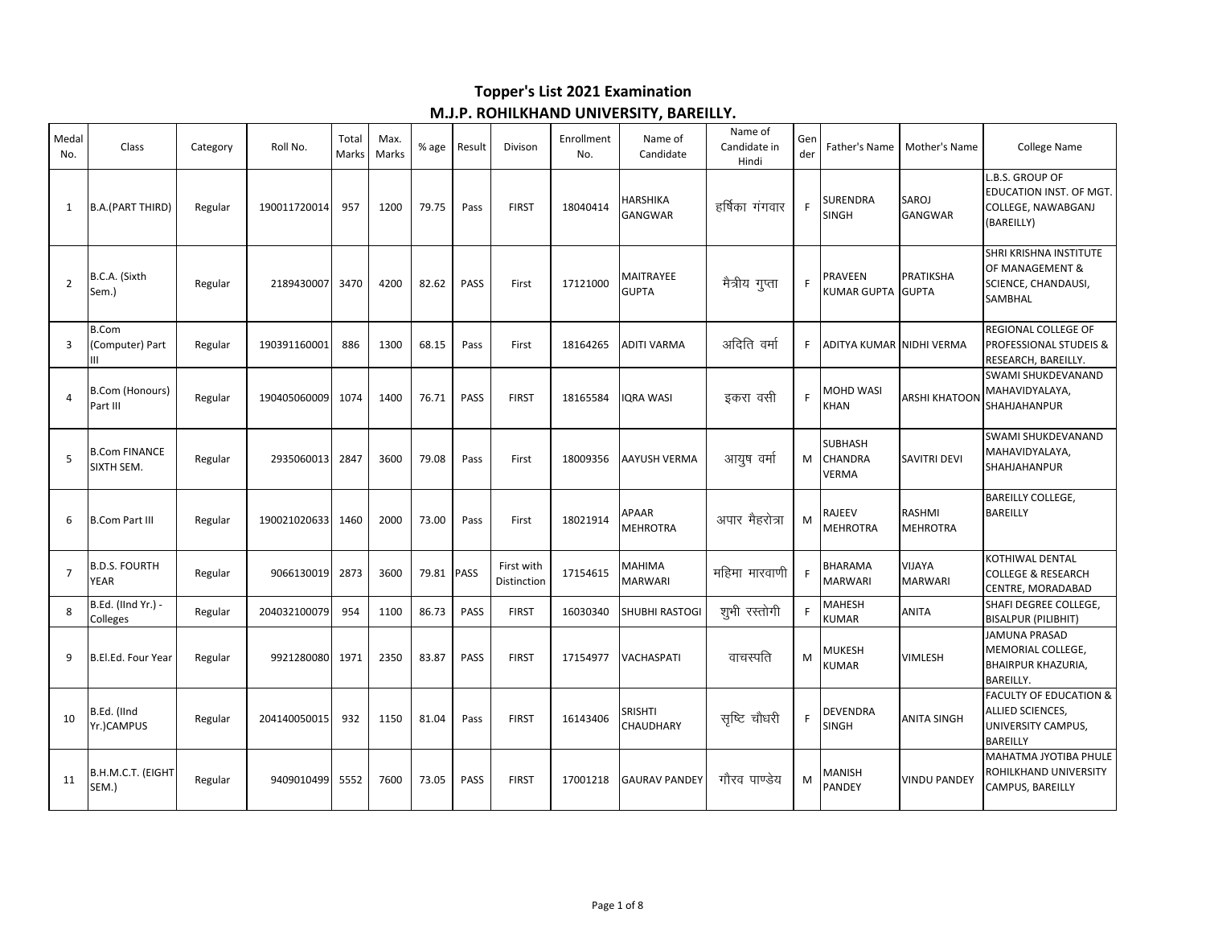# Topper's List 2021 Examination
## M.J.P. ROHILKHAND UNIVERSITY, BAREILLY.

| Medal No. | Class | Category | Roll No. | Total Marks | Max. Marks | % age | Result | Divison | Enrollment No. | Name of Candidate | Name of Candidate in Hindi | Gender | Father's Name | Mother's Name | College Name |
|---|---|---|---|---|---|---|---|---|---|---|---|---|---|---|---|
| 1 | B.A.(PART THIRD) | Regular | 190011720014 | 957 | 1200 | 79.75 | Pass | FIRST | 18040414 | HARSHIKA GANGWAR | हर्षिका गंगवार | F | SURENDRA SINGH | SAROJ GANGWAR | L.B.S. GROUP OF EDUCATION INST. OF MGT. COLLEGE, NAWABGANJ (BAREILLY) |
| 2 | B.C.A. (Sixth Sem.) | Regular | 2189430007 | 3470 | 4200 | 82.62 | PASS | First | 17121000 | MAITRAYEE GUPTA | मैत्रीय गुप्ता | F | PRAVEEN KUMAR GUPTA | PRATIKSHA GUPTA | SHRI KRISHNA INSTITUTE OF MANAGEMENT & SCIENCE, CHANDAUSI, SAMBHAL |
| 3 | B.Com (Computer) Part III | Regular | 190391160001 | 886 | 1300 | 68.15 | Pass | First | 18164265 | ADITI VARMA | अदिति वर्मा | F | ADITYA KUMAR | NIDHI VERMA | REGIONAL COLLEGE OF PROFESSIONAL STUDEIS & RESEARCH, BAREILLY. |
| 4 | B.Com (Honours) Part III | Regular | 190405060009 | 1074 | 1400 | 76.71 | PASS | FIRST | 18165584 | IQRA WASI | इकरा वसी | F | MOHD WASI KHAN | ARSHI KHATOON | SWAMI SHUKDEVANAND MAHAVIDYALAYA, SHAHJAHANPUR |
| 5 | B.Com FINANCE SIXTH SEM. | Regular | 2935060013 | 2847 | 3600 | 79.08 | Pass | First | 18009356 | AAYUSH VERMA | आयुष वर्मा | M | SUBHASH CHANDRA VERMA | SAVITRI DEVI | SWAMI SHUKDEVANAND MAHAVIDYALAYA, SHAHJAHANPUR |
| 6 | B.Com Part III | Regular | 190021020633 | 1460 | 2000 | 73.00 | Pass | First | 18021914 | APAAR MEHROTRA | अपार मैहरोत्रा | M | RAJEEV MEHROTRA | RASHMI MEHROTRA | BAREILLY COLLEGE, BAREILLY |
| 7 | B.D.S. FOURTH YEAR | Regular | 9066130019 | 2873 | 3600 | 79.81 | PASS | First with Distinction | 17154615 | MAHIMA MARWARI | महिमा मारवाणी | F | BHARAMA MARWARI | VIJAYA MARWARI | KOTHIWAL DENTAL COLLEGE & RESEARCH CENTRE, MORADABAD |
| 8 | B.Ed. (IInd Yr.) - Colleges | Regular | 204032100079 | 954 | 1100 | 86.73 | PASS | FIRST | 16030340 | SHUBHI RASTOGI | शुभी रस्तोगी | F | MAHESH KUMAR | ANITA | SHAFI DEGREE COLLEGE, BISALPUR (PILIBHIT) |
| 9 | B.El.Ed. Four Year | Regular | 9921280080 | 1971 | 2350 | 83.87 | PASS | FIRST | 17154977 | VACHASPATI | वाचस्पति | M | MUKESH KUMAR | VIMLESH | JAMUNA PRASAD MEMORIAL COLLEGE, BHAIRPUR KHAZURIA, BAREILLY. |
| 10 | B.Ed. (IInd Yr.)CAMPUS | Regular | 204140050015 | 932 | 1150 | 81.04 | Pass | FIRST | 16143406 | SRISHTI CHAUDHARY | सृष्टि चौधरी | F | DEVENDRA SINGH | ANITA SINGH | FACULTY OF EDUCATION & ALLIED SCIENCES, UNIVERSITY CAMPUS, BAREILLY |
| 11 | B.H.M.C.T. (EIGHT SEM.) | Regular | 9409010499 | 5552 | 7600 | 73.05 | PASS | FIRST | 17001218 | GAURAV PANDEY | गौरव पाण्डेय | M | MANISH PANDEY | VINDU PANDEY | MAHATMA JYOTIBA PHULE ROHILKHAND UNIVERSITY CAMPUS, BAREILLY |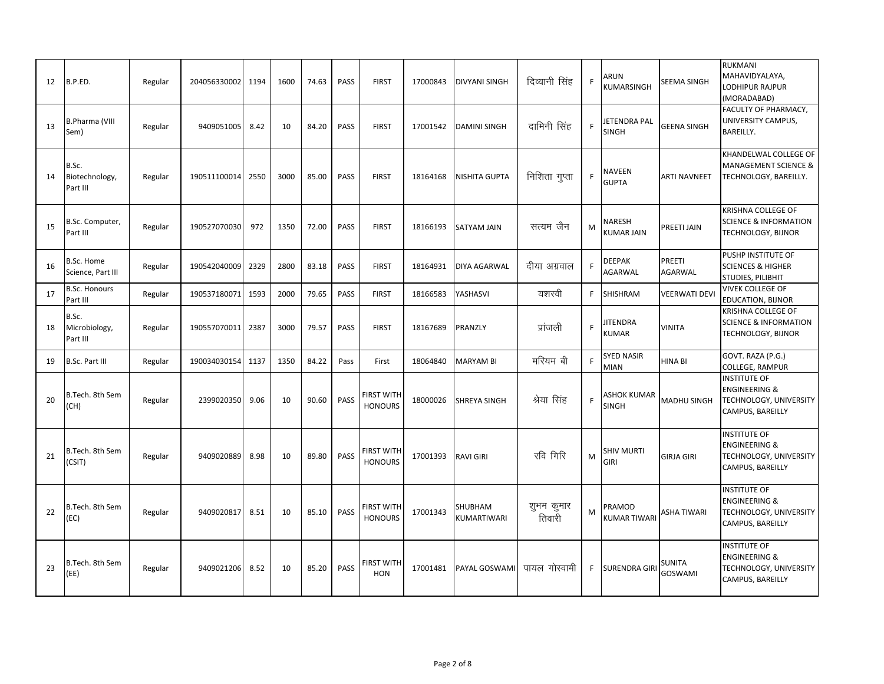| 12 | B.P.ED. | Regular | 204056330002 | 1194 | 1600 | 74.63 | PASS | FIRST | 17000843 | DIVYANI SINGH | दिव्यानी सिंह | F | ARUN KUMARSINGH | SEEMA SINGH | RUKMANI MAHAVIDYALAYA, LODHIPUR RAJPUR (MORADABAD) |
|---|---|---|---|---|---|---|---|---|---|---|---|---|---|---|---|
| 13 | B.Pharma (VIII Sem) | Regular | 9409051005 | 8.42 | 10 | 84.20 | PASS | FIRST | 17001542 | DAMINI SINGH | दामिनी सिंह | F | JETENDRA PAL SINGH | GEENA SINGH | FACULTY OF PHARMACY, UNIVERSITY CAMPUS, BAREILLY. |
| 14 | B.Sc. Biotechnology, Part III | Regular | 190511100014 | 2550 | 3000 | 85.00 | PASS | FIRST | 18164168 | NISHITA GUPTA | निशिता गुप्ता | F | NAVEEN GUPTA | ARTI NAVNEET | KHANDELWAL COLLEGE OF MANAGEMENT SCIENCE & TECHNOLOGY, BAREILLY. |
| 15 | B.Sc. Computer, Part III | Regular | 190527070030 | 972 | 1350 | 72.00 | PASS | FIRST | 18166193 | SATYAM JAIN | सत्यम जैन | M | NARESH KUMAR JAIN | PREETI JAIN | KRISHNA COLLEGE OF SCIENCE & INFORMATION TECHNOLOGY, BIJNOR |
| 16 | B.Sc. Home Science, Part III | Regular | 190542040009 | 2329 | 2800 | 83.18 | PASS | FIRST | 18164931 | DIYA AGARWAL | दीया अग्रवाल | F | DEEPAK AGARWAL | PREETI AGARWAL | PUSHP INSTITUTE OF SCIENCES & HIGHER STUDIES, PILIBHIT |
| 17 | B.Sc. Honours Part III | Regular | 190537180071 | 1593 | 2000 | 79.65 | PASS | FIRST | 18166583 | YASHASVI | यशस्वी | F | SHISHRAM | VEERWATI DEVI | VIVEK COLLEGE OF EDUCATION, BIJNOR |
| 18 | B.Sc. Microbiology, Part III | Regular | 190557070011 | 2387 | 3000 | 79.57 | PASS | FIRST | 18167689 | PRANZLY | प्रांजली | F | JITENDRA KUMAR | VINITA | KRISHNA COLLEGE OF SCIENCE & INFORMATION TECHNOLOGY, BIJNOR |
| 19 | B.Sc. Part III | Regular | 190034030154 | 1137 | 1350 | 84.22 | Pass | First | 18064840 | MARYAM BI | मरियम बी | F | SYED NASIR MIAN | HINA BI | GOVT. RAZA (P.G.) COLLEGE, RAMPUR |
| 20 | B.Tech. 8th Sem (CH) | Regular | 2399020350 | 9.06 | 10 | 90.60 | PASS | FIRST WITH HONOURS | 18000026 | SHREYA SINGH | श्रेया सिंह | F | ASHOK KUMAR SINGH | MADHU SINGH | INSTITUTE OF ENGINEERING & TECHNOLOGY, UNIVERSITY CAMPUS, BAREILLY |
| 21 | B.Tech. 8th Sem (CSIT) | Regular | 9409020889 | 8.98 | 10 | 89.80 | PASS | FIRST WITH HONOURS | 17001393 | RAVI GIRI | रवि गिरि | M | SHIV MURTI GIRI | GIRJA GIRI | INSTITUTE OF ENGINEERING & TECHNOLOGY, UNIVERSITY CAMPUS, BAREILLY |
| 22 | B.Tech. 8th Sem (EC) | Regular | 9409020817 | 8.51 | 10 | 85.10 | PASS | FIRST WITH HONOURS | 17001343 | SHUBHAM KUMARTIWARI | शुभम कुमार तिवारी | M | PRAMOD KUMAR TIWARI | ASHA TIWARI | INSTITUTE OF ENGINEERING & TECHNOLOGY, UNIVERSITY CAMPUS, BAREILLY |
| 23 | B.Tech. 8th Sem (EE) | Regular | 9409021206 | 8.52 | 10 | 85.20 | PASS | FIRST WITH HON | 17001481 | PAYAL GOSWAMI | पायल गोस्वामी | F | SURENDRA GIRI | SUNITA GOSWAMI | INSTITUTE OF ENGINEERING & TECHNOLOGY, UNIVERSITY CAMPUS, BAREILLY |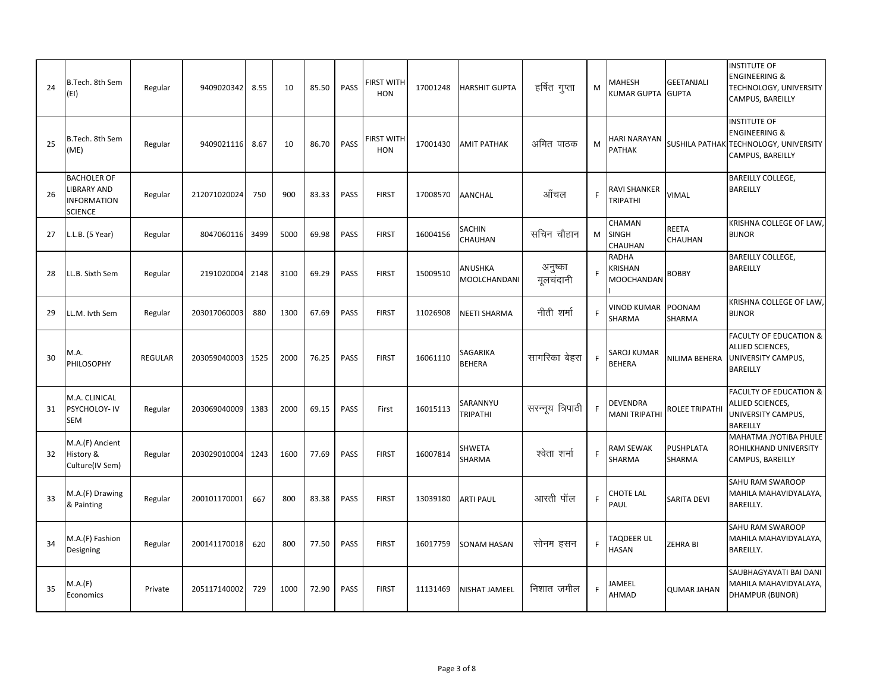| 24 | B.Tech. 8th Sem (EI) | Regular | 9409020342 | 8.55 | 10 | 85.50 | PASS | FIRST WITH HON | 17001248 | HARSHIT GUPTA | हर्षित गुप्ता | M | MAHESH KUMAR GUPTA | GEETANJALI GUPTA | INSTITUTE OF ENGINEERING & TECHNOLOGY, UNIVERSITY CAMPUS, BAREILLY |
|---|---|---|---|---|---|---|---|---|---|---|---|---|---|---|---|
| 25 | B.Tech. 8th Sem (ME) | Regular | 9409021116 | 8.67 | 10 | 86.70 | PASS | FIRST WITH HON | 17001430 | AMIT PATHAK | अमित पाठक | M | HARI NARAYAN PATHAK | SUSHILA PATHAK | INSTITUTE OF ENGINEERING & TECHNOLOGY, UNIVERSITY CAMPUS, BAREILLY |
| 26 | BACHOLER OF LIBRARY AND INFORMATION SCIENCE | Regular | 212071020024 | 750 | 900 | 83.33 | PASS | FIRST | 17008570 | AANCHAL | आँचल | F | RAVI SHANKER TRIPATHI | VIMAL | BAREILLY COLLEGE, BAREILLY |
| 27 | L.L.B. (5 Year) | Regular | 8047060116 | 3499 | 5000 | 69.98 | PASS | FIRST | 16004156 | SACHIN CHAUHAN | सचिन चौहान | M | CHAMAN SINGH CHAUHAN | REETA CHAUHAN | KRISHNA COLLEGE OF LAW, BIJNOR |
| 28 | LL.B. Sixth Sem | Regular | 2191020004 | 2148 | 3100 | 69.29 | PASS | FIRST | 15009510 | ANUSHKA MOOLCHANDANI | अनुष्का मूलचंदानी | F | RADHA KRISHAN MOOCHANDANI | BOBBY | BAREILLY COLLEGE, BAREILLY |
| 29 | LL.M. Ivth Sem | Regular | 203017060003 | 880 | 1300 | 67.69 | PASS | FIRST | 11026908 | NEETI SHARMA | नीती शर्मा | F | VINOD KUMAR SHARMA | POONAM SHARMA | KRISHNA COLLEGE OF LAW, BIJNOR |
| 30 | M.A. PHILOSOPHY | REGULAR | 203059040003 | 1525 | 2000 | 76.25 | PASS | FIRST | 16061110 | SAGARIKA BEHERA | सागरिका बेहरा | F | SAROJ KUMAR BEHERA | NILIMA BEHERA | FACULTY OF EDUCATION & ALLIED SCIENCES, UNIVERSITY CAMPUS, BAREILLY |
| 31 | M.A. CLINICAL PSYCHOLOY- IV SEM | Regular | 203069040009 | 1383 | 2000 | 69.15 | PASS | First | 16015113 | SARANNYU TRIPATHI | सरन्नूय त्रिपाठी | F | DEVENDRA MANI TRIPATHI | ROLEE TRIPATHI | FACULTY OF EDUCATION & ALLIED SCIENCES, UNIVERSITY CAMPUS, BAREILLY |
| 32 | M.A.(F) Ancient History & Culture(IV Sem) | Regular | 203029010004 | 1243 | 1600 | 77.69 | PASS | FIRST | 16007814 | SHWETA SHARMA | श्वेता शर्मा | F | RAM SEWAK SHARMA | PUSHPLATA SHARMA | MAHATMA JYOTIBA PHULE ROHILKHAND UNIVERSITY CAMPUS, BAREILLY |
| 33 | M.A.(F) Drawing & Painting | Regular | 200101170001 | 667 | 800 | 83.38 | PASS | FIRST | 13039180 | ARTI PAUL | आरती पॉल | F | CHOTE LAL PAUL | SARITA DEVI | SAHU RAM SWAROOP MAHILA MAHAVIDYALAYA, BAREILLY. |
| 34 | M.A.(F) Fashion Designing | Regular | 200141170018 | 620 | 800 | 77.50 | PASS | FIRST | 16017759 | SONAM HASAN | सोनम हसन | F | TAQDEER UL HASAN | ZEHRA BI | SAHU RAM SWAROOP MAHILA MAHAVIDYALAYA, BAREILLY. |
| 35 | M.A.(F) Economics | Private | 205117140002 | 729 | 1000 | 72.90 | PASS | FIRST | 11131469 | NISHAT JAMEEL | निशात जमील | F | JAMEEL AHMAD | QUMAR JAHAN | SAUBHAGYAVATI BAI DANI MAHILA MAHAVIDYALAYA, DHAMPUR (BIJNOR) |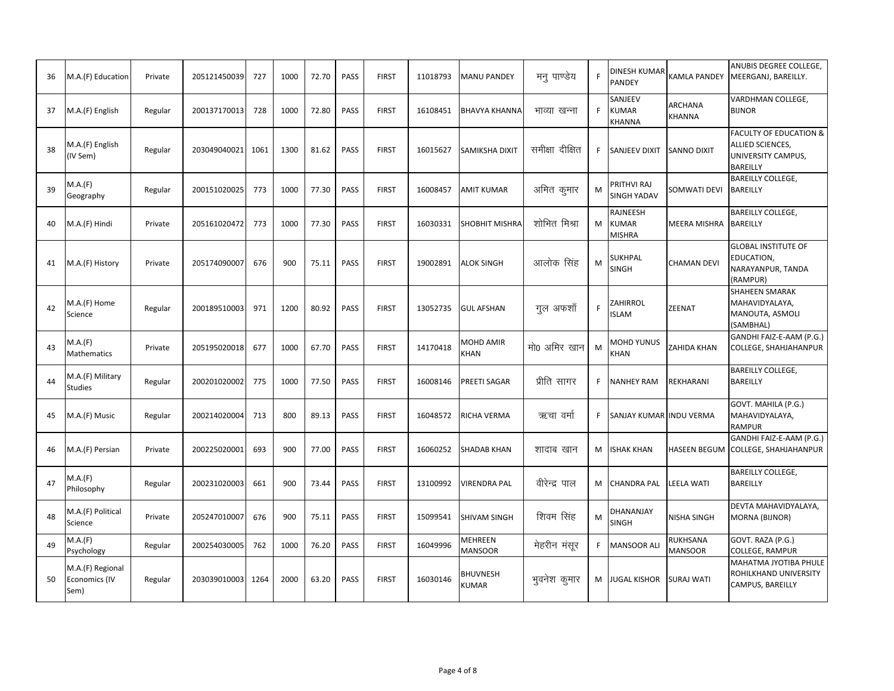| 36 | M.A.(F) Education | Private | 205121450039 | 727 | 1000 | 72.70 | PASS | FIRST | 11018793 | MANU PANDEY | मनु पाण्डेय | F | DINESH KUMAR PANDEY | KAMLA PANDEY | ANUBIS DEGREE COLLEGE, MEERGANJ, BAREILLY. |
|---|---|---|---|---|---|---|---|---|---|---|---|---|---|---|---|
| 37 | M.A.(F) English | Regular | 200137170013 | 728 | 1000 | 72.80 | PASS | FIRST | 16108451 | BHAVYA KHANNA | भाव्या खन्ना | F | SANJEEV KUMAR KHANNA | ARCHANA KHANNA | VARDHMAN COLLEGE, BIJNOR |
| 38 | M.A.(F) English (IV Sem) | Regular | 203049040021 | 1061 | 1300 | 81.62 | PASS | FIRST | 16015627 | SAMIKSHA DIXIT | समीक्षा दीक्षित | F | SANJEEV DIXIT | SANNO DIXIT | FACULTY OF EDUCATION & ALLIED SCIENCES, UNIVERSITY CAMPUS, BAREILLY |
| 39 | M.A.(F) Geography | Regular | 200151020025 | 773 | 1000 | 77.30 | PASS | FIRST | 16008457 | AMIT KUMAR | अमित कुमार | M | PRITHVI RAJ SINGH YADAV | SOMWATI DEVI | BAREILLY COLLEGE, BAREILLY |
| 40 | M.A.(F) Hindi | Private | 205161020472 | 773 | 1000 | 77.30 | PASS | FIRST | 16030331 | SHOBHIT MISHRA | शोभित मिश्रा | M | RAJNEESH KUMAR MISHRA | MEERA MISHRA | BAREILLY COLLEGE, BAREILLY |
| 41 | M.A.(F) History | Private | 205174090007 | 676 | 900 | 75.11 | PASS | FIRST | 19002891 | ALOK SINGH | आलोक सिंह | M | SUKHPAL SINGH | CHAMAN DEVI | GLOBAL INSTITUTE OF EDUCATION, NARAYANPUR, TANDA (RAMPUR) |
| 42 | M.A.(F) Home Science | Regular | 200189510003 | 971 | 1200 | 80.92 | PASS | FIRST | 13052735 | GUL AFSHAN | गुल अफशाँ | F | ZAHIRROL ISLAM | ZEENAT | SHAHEEN SMARAK MAHAVIDYALAYA, MANOUTA, ASMOLI (SAMBHAL) |
| 43 | M.A.(F) Mathematics | Private | 205195020018 | 677 | 1000 | 67.70 | PASS | FIRST | 14170418 | MOHD AMIR KHAN | मो0 अमिर खान | M | MOHD YUNUS KHAN | ZAHIDA KHAN | GANDHI FAIZ-E-AAM (P.G.) COLLEGE, SHAHJAHANPUR |
| 44 | M.A.(F) Military Studies | Regular | 200201020002 | 775 | 1000 | 77.50 | PASS | FIRST | 16008146 | PREETI SAGAR | प्रीति सागर | F | NANHEY RAM | REKHARANI | BAREILLY COLLEGE, BAREILLY |
| 45 | M.A.(F) Music | Regular | 200214020004 | 713 | 800 | 89.13 | PASS | FIRST | 16048572 | RICHA VERMA | ऋचा वर्मा | F | SANJAY KUMAR | INDU VERMA | GOVT. MAHILA (P.G.) MAHAVIDYALAYA, RAMPUR |
| 46 | M.A.(F) Persian | Private | 200225020001 | 693 | 900 | 77.00 | PASS | FIRST | 16060252 | SHADAB KHAN | शादाब खान | M | ISHAK KHAN | HASEEN BEGUM | GANDHI FAIZ-E-AAM (P.G.) COLLEGE, SHAHJAHANPUR |
| 47 | M.A.(F) Philosophy | Regular | 200231020003 | 661 | 900 | 73.44 | PASS | FIRST | 13100992 | VIRENDRA PAL | वीरेन्द्र पाल | M | CHANDRA PAL | LEELA WATI | BAREILLY COLLEGE, BAREILLY |
| 48 | M.A.(F) Political Science | Private | 205247010007 | 676 | 900 | 75.11 | PASS | FIRST | 15099541 | SHIVAM SINGH | शिवम सिंह | M | DHANANJAY SINGH | NISHA SINGH | DEVTA MAHAVIDYALAYA, MORNA (BIJNOR) |
| 49 | M.A.(F) Psychology | Regular | 200254030005 | 762 | 1000 | 76.20 | PASS | FIRST | 16049996 | MEHREEN MANSOOR | मेहरीन मंसूर | F | MANSOOR ALI | RUKHSANA MANSOOR | GOVT. RAZA (P.G.) COLLEGE, RAMPUR |
| 50 | M.A.(F) Regional Economics (IV Sem) | Regular | 203039010003 | 1264 | 2000 | 63.20 | PASS | FIRST | 16030146 | BHUVNESH KUMAR | भुवनेश कुमार | M | JUGAL KISHOR | SURAJ WATI | MAHATMA JYOTIBA PHULE ROHILKHAND UNIVERSITY CAMPUS, BAREILLY |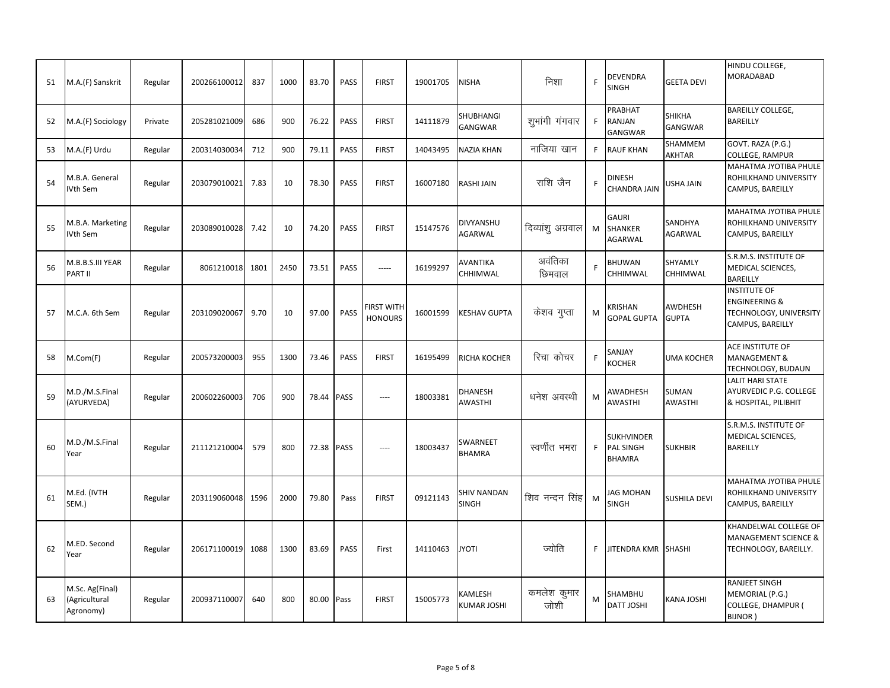| 51 | M.A.(F) Sanskrit | Regular | 200266100012 | 837 | 1000 | 83.70 | PASS | FIRST | 19001705 | NISHA | निशा | F | DEVENDRA SINGH | GEETA DEVI | HINDU COLLEGE, MORADABAD |
|---|---|---|---|---|---|---|---|---|---|---|---|---|---|---|---|
| 52 | M.A.(F) Sociology | Private | 205281021009 | 686 | 900 | 76.22 | PASS | FIRST | 14111879 | SHUBHANGI GANGWAR | शुभांगी गंगवार | F | PRABHAT RANJAN GANGWAR | SHIKHA GANGWAR | BAREILLY COLLEGE, BAREILLY |
| 53 | M.A.(F) Urdu | Regular | 200314030034 | 712 | 900 | 79.11 | PASS | FIRST | 14043495 | NAZIA KHAN | नाजिया खान | F | RAUF KHAN | SHAMMEM AKHTAR | GOVT. RAZA (P.G.) COLLEGE, RAMPUR |
| 54 | M.B.A. General IVth Sem | Regular | 203079010021 | 7.83 | 10 | 78.30 | PASS | FIRST | 16007180 | RASHI JAIN | राशि जैन | F | DINESH CHANDRA JAIN | USHA JAIN | MAHATMA JYOTIBA PHULE ROHILKHAND UNIVERSITY CAMPUS, BAREILLY |
| 55 | M.B.A. Marketing IVth Sem | Regular | 203089010028 | 7.42 | 10 | 74.20 | PASS | FIRST | 15147576 | DIVYANSHU AGARWAL | दिव्यांशु अग्रवाल | M | GAURI SHANKER AGARWAL | SANDHYA AGARWAL | MAHATMA JYOTIBA PHULE ROHILKHAND UNIVERSITY CAMPUS, BAREILLY |
| 56 | M.B.B.S.III YEAR PART II | Regular | 8061210018 | 1801 | 2450 | 73.51 | PASS | ----- | 16199297 | AVANTIKA CHHIMWAL | अवंतिका छिमवाल | F | BHUWAN CHHIMWAL | SHYAMLY CHHIMWAL | S.R.M.S. INSTITUTE OF MEDICAL SCIENCES, BAREILLY |
| 57 | M.C.A. 6th Sem | Regular | 203109020067 | 9.70 | 10 | 97.00 | PASS | FIRST WITH HONOURS | 16001599 | KESHAV GUPTA | केशव गुप्ता | M | KRISHAN GOPAL GUPTA | AWDHESH GUPTA | INSTITUTE OF ENGINEERING & TECHNOLOGY, UNIVERSITY CAMPUS, BAREILLY |
| 58 | M.Com(F) | Regular | 200573200003 | 955 | 1300 | 73.46 | PASS | FIRST | 16195499 | RICHA KOCHER | रिचा कोचर | F | SANJAY KOCHER | UMA KOCHER | ACE INSTITUTE OF MANAGEMENT & TECHNOLOGY, BUDAUN |
| 59 | M.D./M.S.Final (AYURVEDA) | Regular | 200602260003 | 706 | 900 | 78.44 | PASS | ---- | 18003381 | DHANESH AWASTHI | धनेश अवस्थी | M | AWADHESH AWASTHI | SUMAN AWASTHI | LALIT HARI STATE AYURVEDIC P.G. COLLEGE & HOSPITAL, PILIBHIT |
| 60 | M.D./M.S.Final Year | Regular | 211121210004 | 579 | 800 | 72.38 | PASS | ---- | 18003437 | SWARNEET BHAMRA | स्वर्णीत भमरा | F | SUKHVINDER PAL SINGH BHAMRA | SUKHBIR | S.R.M.S. INSTITUTE OF MEDICAL SCIENCES, BAREILLY |
| 61 | M.Ed. (IVTH SEM.) | Regular | 203119060048 | 1596 | 2000 | 79.80 | Pass | FIRST | 09121143 | SHIV NANDAN SINGH | शिव नन्दन सिंह | M | JAG MOHAN SINGH | SUSHILA DEVI | MAHATMA JYOTIBA PHULE ROHILKHAND UNIVERSITY CAMPUS, BAREILLY |
| 62 | M.ED. Second Year | Regular | 206171100019 | 1088 | 1300 | 83.69 | PASS | First | 14110463 | JYOTI | ज्योति | F | JITENDRA KMR | SHASHI | KHANDELWAL COLLEGE OF MANAGEMENT SCIENCE & TECHNOLOGY, BAREILLY. |
| 63 | M.Sc. Ag(Final) (Agricultural Agronomy) | Regular | 200937110007 | 640 | 800 | 80.00 | Pass | FIRST | 15005773 | KAMLESH KUMAR JOSHI | कमलेश कुमार जोशी | M | SHAMBHU DATT JOSHI | KANA JOSHI | RANJEET SINGH MEMORIAL (P.G.) COLLEGE, DHAMPUR ( BIJNOR ) |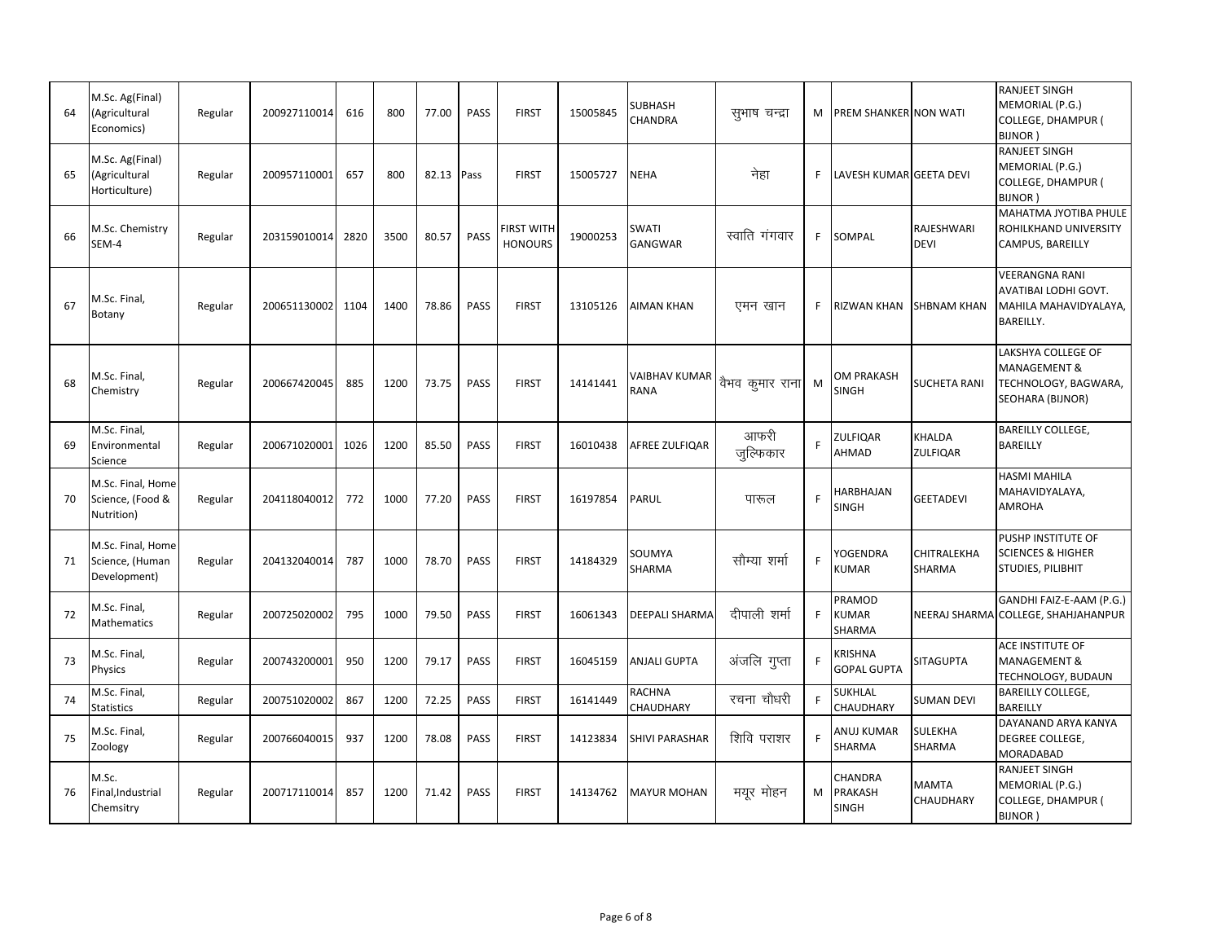| 64 | M.Sc. Ag(Final) (Agricultural Economics) | Regular | 200927110014 | 616 | 800 | 77.00 | PASS | FIRST | 15005845 | SUBHASH CHANDRA | सुभाष चन्द्रा | M | PREM SHANKER | NON WATI | RANJEET SINGH MEMORIAL (P.G.) COLLEGE, DHAMPUR ( BIJNOR ) |
|---|---|---|---|---|---|---|---|---|---|---|---|---|---|---|---|
| 65 | M.Sc. Ag(Final) (Agricultural Horticulture) | Regular | 200957110001 | 657 | 800 | 82.13 | Pass | FIRST | 15005727 | NEHA | नेहा | F | LAVESH KUMAR | GEETA DEVI | RANJEET SINGH MEMORIAL (P.G.) COLLEGE, DHAMPUR ( BIJNOR ) |
| 66 | M.Sc. Chemistry SEM-4 | Regular | 203159010014 | 2820 | 3500 | 80.57 | PASS | FIRST WITH HONOURS | 19000253 | SWATI GANGWAR | स्वाति गंगवार | F | SOMPAL | RAJESHWARI DEVI | MAHATMA JYOTIBA PHULE ROHILKHAND UNIVERSITY CAMPUS, BAREILLY |
| 67 | M.Sc. Final, Botany | Regular | 200651130002 | 1104 | 1400 | 78.86 | PASS | FIRST | 13105126 | AIMAN KHAN | एमन खान | F | RIZWAN KHAN | SHBNAM KHAN | VEERANGNA RANI AVATIBAI LODHI GOVT. MAHILA MAHAVIDYALAYA, BAREILLY. |
| 68 | M.Sc. Final, Chemistry | Regular | 200667420045 | 885 | 1200 | 73.75 | PASS | FIRST | 14141441 | VAIBHAV KUMAR RANA | वैभव कुमार राना | M | OM PRAKASH SINGH | SUCHETA RANI | LAKSHYA COLLEGE OF MANAGEMENT & TECHNOLOGY, BAGWARA, SEOHARA (BIJNOR) |
| 69 | M.Sc. Final, Environmental Science | Regular | 200671020001 | 1026 | 1200 | 85.50 | PASS | FIRST | 16010438 | AFREE ZULFIQAR | आफरी जुल्फिकार | F | ZULFIQAR AHMAD | KHALDA ZULFIQAR | BAREILLY COLLEGE, BAREILLY |
| 70 | M.Sc. Final, Home Science, (Food & Nutrition) | Regular | 204118040012 | 772 | 1000 | 77.20 | PASS | FIRST | 16197854 | PARUL | पारूल | F | HARBHAJAN SINGH | GEETADEVI | HASMI MAHILA MAHAVIDYALAYA, AMROHA |
| 71 | M.Sc. Final, Home Science, (Human Development) | Regular | 204132040014 | 787 | 1000 | 78.70 | PASS | FIRST | 14184329 | SOUMYA SHARMA | सौम्या शर्मा | F | YOGENDRA KUMAR | CHITRALEKHA SHARMA | PUSHP INSTITUTE OF SCIENCES & HIGHER STUDIES, PILIBHIT |
| 72 | M.Sc. Final, Mathematics | Regular | 200725020002 | 795 | 1000 | 79.50 | PASS | FIRST | 16061343 | DEEPALI SHARMA | दीपाली शर्मा | F | PRAMOD KUMAR SHARMA | NEERAJ SHARMA | GANDHI FAIZ-E-AAM (P.G.) COLLEGE, SHAHJAHANPUR |
| 73 | M.Sc. Final, Physics | Regular | 200743200001 | 950 | 1200 | 79.17 | PASS | FIRST | 16045159 | ANJALI GUPTA | अंजलि गुप्ता | F | KRISHNA GOPAL GUPTA | SITAGUPTA | ACE INSTITUTE OF MANAGEMENT & TECHNOLOGY, BUDAUN |
| 74 | M.Sc. Final, Statistics | Regular | 200751020002 | 867 | 1200 | 72.25 | PASS | FIRST | 16141449 | RACHNA CHAUDHARY | रचना चौधरी | F | SUKHLAL CHAUDHARY | SUMAN DEVI | BAREILLY COLLEGE, BAREILLY |
| 75 | M.Sc. Final, Zoology | Regular | 200766040015 | 937 | 1200 | 78.08 | PASS | FIRST | 14123834 | SHIVI PARASHAR | शिवि पराशर | F | ANUJ KUMAR SHARMA | SULEKHA SHARMA | DAYANAND ARYA KANYA DEGREE COLLEGE, MORADABAD |
| 76 | M.Sc. Final,Industrial Chemsitry | Regular | 200717110014 | 857 | 1200 | 71.42 | PASS | FIRST | 14134762 | MAYUR MOHAN | मयूर मोहन | M | CHANDRA PRAKASH SINGH | MAMTA CHAUDHARY | RANJEET SINGH MEMORIAL (P.G.) COLLEGE, DHAMPUR ( BIJNOR ) |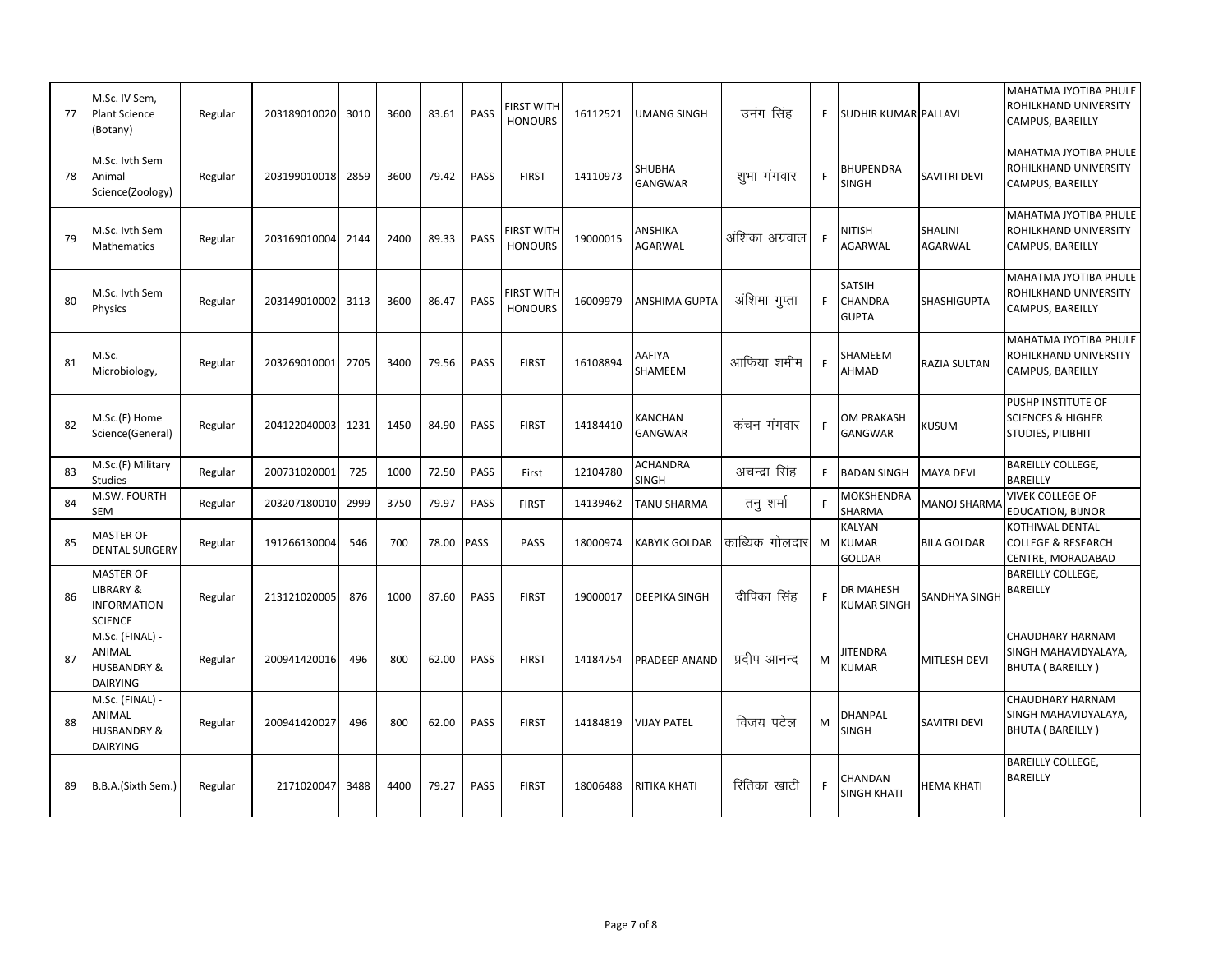| 77 | M.Sc. IV Sem, Plant Science (Botany) | Regular | 203189010020 | 3010 | 3600 | 83.61 | PASS | FIRST WITH HONOURS | 16112521 | UMANG SINGH | उमंग सिंह | F | SUDHIR KUMAR | PALLAVI | MAHATMA JYOTIBA PHULE ROHILKHAND UNIVERSITY CAMPUS, BAREILLY |
|---|---|---|---|---|---|---|---|---|---|---|---|---|---|---|---|
| 78 | M.Sc. Ivth Sem Animal Science(Zoology) | Regular | 203199010018 | 2859 | 3600 | 79.42 | PASS | FIRST | 14110973 | SHUBHA GANGWAR | शुभा गंगवार | F | BHUPENDRA SINGH | SAVITRI DEVI | MAHATMA JYOTIBA PHULE ROHILKHAND UNIVERSITY CAMPUS, BAREILLY |
| 79 | M.Sc. Ivth Sem Mathematics | Regular | 203169010004 | 2144 | 2400 | 89.33 | PASS | FIRST WITH HONOURS | 19000015 | ANSHIKA AGARWAL | अंशिका अग्रवाल | F | NITISH AGARWAL | SHALINI AGARWAL | MAHATMA JYOTIBA PHULE ROHILKHAND UNIVERSITY CAMPUS, BAREILLY |
| 80 | M.Sc. Ivth Sem Physics | Regular | 203149010002 | 3113 | 3600 | 86.47 | PASS | FIRST WITH HONOURS | 16009979 | ANSHIMA GUPTA | अंशिमा गुप्ता | F | SATSIH CHANDRA GUPTA | SHASHIGUPTA | MAHATMA JYOTIBA PHULE ROHILKHAND UNIVERSITY CAMPUS, BAREILLY |
| 81 | M.Sc. Microbiology, | Regular | 203269010001 | 2705 | 3400 | 79.56 | PASS | FIRST | 16108894 | AAFIYA SHAMEEM | आफिया शमीम | F | SHAMEEM AHMAD | RAZIA SULTAN | MAHATMA JYOTIBA PHULE ROHILKHAND UNIVERSITY CAMPUS, BAREILLY |
| 82 | M.Sc.(F) Home Science(General) | Regular | 204122040003 | 1231 | 1450 | 84.90 | PASS | FIRST | 14184410 | KANCHAN GANGWAR | कंचन गंगवार | F | OM PRAKASH GANGWAR | KUSUM | PUSHP INSTITUTE OF SCIENCES & HIGHER STUDIES, PILIBHIT |
| 83 | M.Sc.(F) Military Studies | Regular | 200731020001 | 725 | 1000 | 72.50 | PASS | First | 12104780 | ACHANDRA SINGH | अचन्द्रा सिंह | F | BADAN SINGH | MAYA DEVI | BAREILLY COLLEGE, BAREILLY |
| 84 | M.SW. FOURTH SEM | Regular | 203207180010 | 2999 | 3750 | 79.97 | PASS | FIRST | 14139462 | TANU SHARMA | तनु शर्मा | F | MOKSHENDRA SHARMA | MANOJ SHARMA | VIVEK COLLEGE OF EDUCATION, BIJNOR |
| 85 | MASTER OF DENTAL SURGERY | Regular | 191266130004 | 546 | 700 | 78.00 | PASS | PASS | 18000974 | KABYIK GOLDAR | काब्यिक गोलदार | M | KALYAN KUMAR GOLDAR | BILA GOLDAR | KOTHIWAL DENTAL COLLEGE & RESEARCH CENTRE, MORADABAD |
| 86 | MASTER OF LIBRARY & INFORMATION SCIENCE | Regular | 213121020005 | 876 | 1000 | 87.60 | PASS | FIRST | 19000017 | DEEPIKA SINGH | दीपिका सिंह | F | DR MAHESH KUMAR SINGH | SANDHYA SINGH | BAREILLY COLLEGE, BAREILLY |
| 87 | M.Sc. (FINAL) - ANIMAL HUSBANDRY & DAIRYING | Regular | 200941420016 | 496 | 800 | 62.00 | PASS | FIRST | 14184754 | PRADEEP ANAND | प्रदीप आनन्द | M | JITENDRA KUMAR | MITLESH DEVI | CHAUDHARY HARNAM SINGH MAHAVIDYALAYA, BHUTA ( BAREILLY ) |
| 88 | M.Sc. (FINAL) - ANIMAL HUSBANDRY & DAIRYING | Regular | 200941420027 | 496 | 800 | 62.00 | PASS | FIRST | 14184819 | VIJAY PATEL | विजय पटेल | M | DHANPAL SINGH | SAVITRI DEVI | CHAUDHARY HARNAM SINGH MAHAVIDYALAYA, BHUTA ( BAREILLY ) |
| 89 | B.B.A.(Sixth Sem.) | Regular | 2171020047 | 3488 | 4400 | 79.27 | PASS | FIRST | 18006488 | RITIKA KHATI | रितिका खाटी | F | CHANDAN SINGH KHATI | HEMA KHATI | BAREILLY COLLEGE, BAREILLY |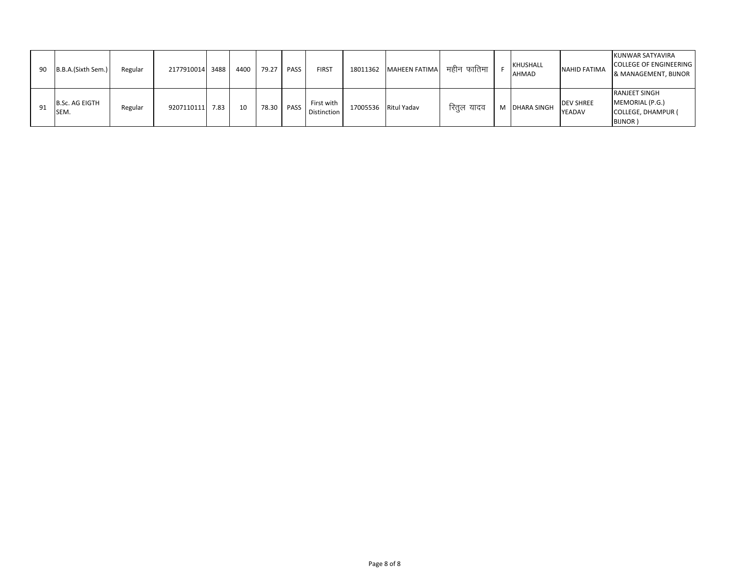| | | | | | | | | | | | | | | | |
|---|---|---|---|---|---|---|---|---|---|---|---|---|---|---|---|
| 90 | B.B.A.(Sixth Sem.) | Regular | 2177910014 | 3488 | 4400 | 79.27 | PASS | FIRST | 18011362 | MAHEEN FATIMA | महीन फातिमा | F | KHUSHALL AHMAD | NAHID FATIMA | KUNWAR SATYAVIRA COLLEGE OF ENGINEERING & MANAGEMENT, BIJNOR |
| 91 | B.Sc. AG EIGTH SEM. | Regular | 9207110111 | 7.83 | 10 | 78.30 | PASS | First with Distinction | 17005536 | Ritul Yadav | रितुल यादव | M | DHARA SINGH | DEV SHREE YEADAV | RANJEET SINGH MEMORIAL (P.G.) COLLEGE, DHAMPUR ( BIJNOR ) |